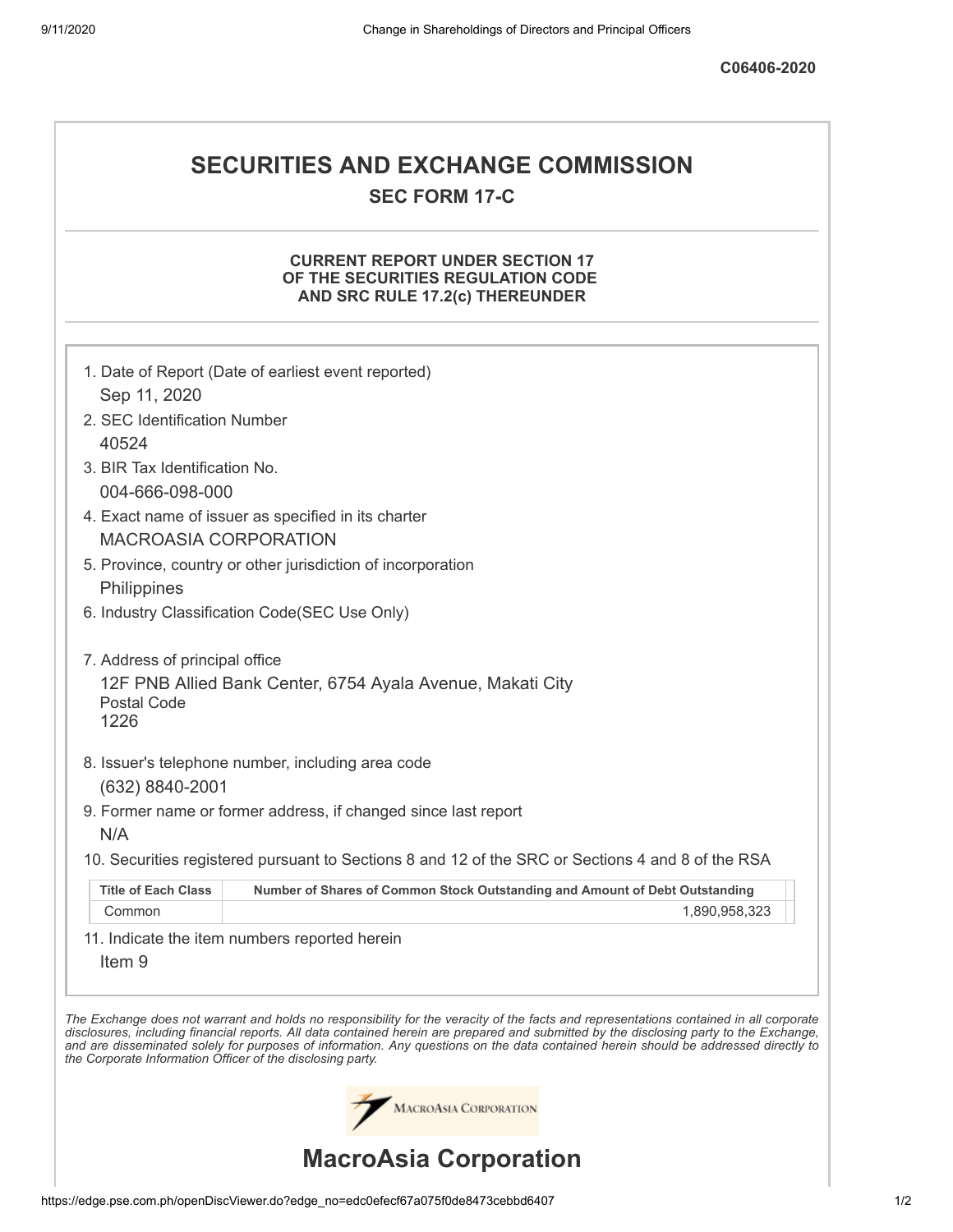C06406-2020

# SECURITIES AND EXCHANGE COMMISSION

## SEC FORM 17-C

### CURRENT REPORT UNDER SECTION 17 OF THE SECURITIES REGULATION CODE AND SRC RULE 17.2(c) THEREUNDER

1. Date of Report (Date of earliest event reported)
   Sep 11, 2020
2. SEC Identification Number
   40524
3. BIR Tax Identification No.
   004-666-098-000
4. Exact name of issuer as specified in its charter
   MACROASIA CORPORATION
5. Province, country or other jurisdiction of incorporation
   Philippines
6. Industry Classification Code(SEC Use Only)

7. Address of principal office
   12F PNB Allied Bank Center, 6754 Ayala Avenue, Makati City
   Postal Code
   1226
8. Issuer's telephone number, including area code
   (632) 8840-2001
9. Former name or former address, if changed since last report
   N/A
10. Securities registered pursuant to Sections 8 and 12 of the SRC or Sections 4 and 8 of the RSA

| Title of Each Class | Number of Shares of Common Stock Outstanding and Amount of Debt Outstanding |
|---|---|
| Common | 1,890,958,323 |

11. Indicate the item numbers reported herein
    Item 9

*The Exchange does not warrant and holds no responsibility for the veracity of the facts and representations contained in all corporate disclosures, including financial reports. All data contained herein are prepared and submitted by the disclosing party to the Exchange, and are disseminated solely for purposes of information. Any questions on the data contained herein should be addressed directly to the Corporate Information Officer of the disclosing party.*

# MacroAsia Corporation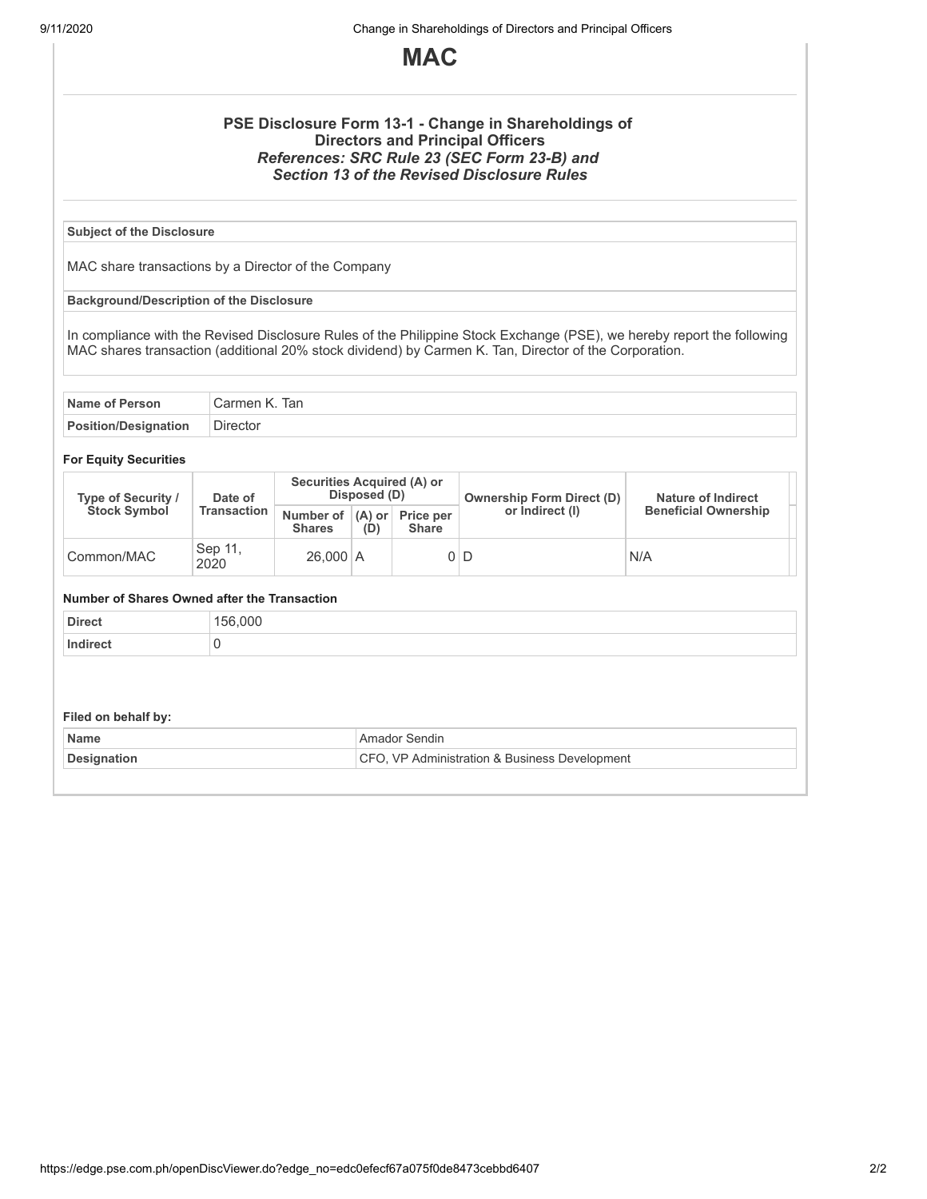# MAC

## PSE Disclosure Form 13-1 - Change in Shareholdings of Directors and Principal Officers

***References: SRC Rule 23 (SEC Form 23-B) and Section 13 of the Revised Disclosure Rules***

**Subject of the Disclosure**

MAC share transactions by a Director of the Company

**Background/Description of the Disclosure**

In compliance with the Revised Disclosure Rules of the Philippine Stock Exchange (PSE), we hereby report the following MAC shares transaction (additional 20% stock dividend) by Carmen K. Tan, Director of the Corporation.

| | |
|---|---|
| **Name of Person** | Carmen K. Tan |
| **Position/Designation** | Director |

**For Equity Securities**

| Type of Security / Stock Symbol | Date of Transaction | Securities Acquired (A) or Disposed (D) | | | Ownership Form Direct (D) or Indirect (I) | Nature of Indirect Beneficial Ownership |
|---|---|---|---|---|---|---|
| | | Number of Shares | (A) or (D) | Price per Share | | |
| Common/MAC | Sep 11, 2020 | 26,000 | A | 0 | D | N/A |

**Number of Shares Owned after the Transaction**

| | |
|---|---|
| **Direct** | 156,000 |
| **Indirect** | 0 |

**Filed on behalf by:**

| | |
|---|---|
| **Name** | Amador Sendin |
| **Designation** | CFO, VP Administration & Business Development |